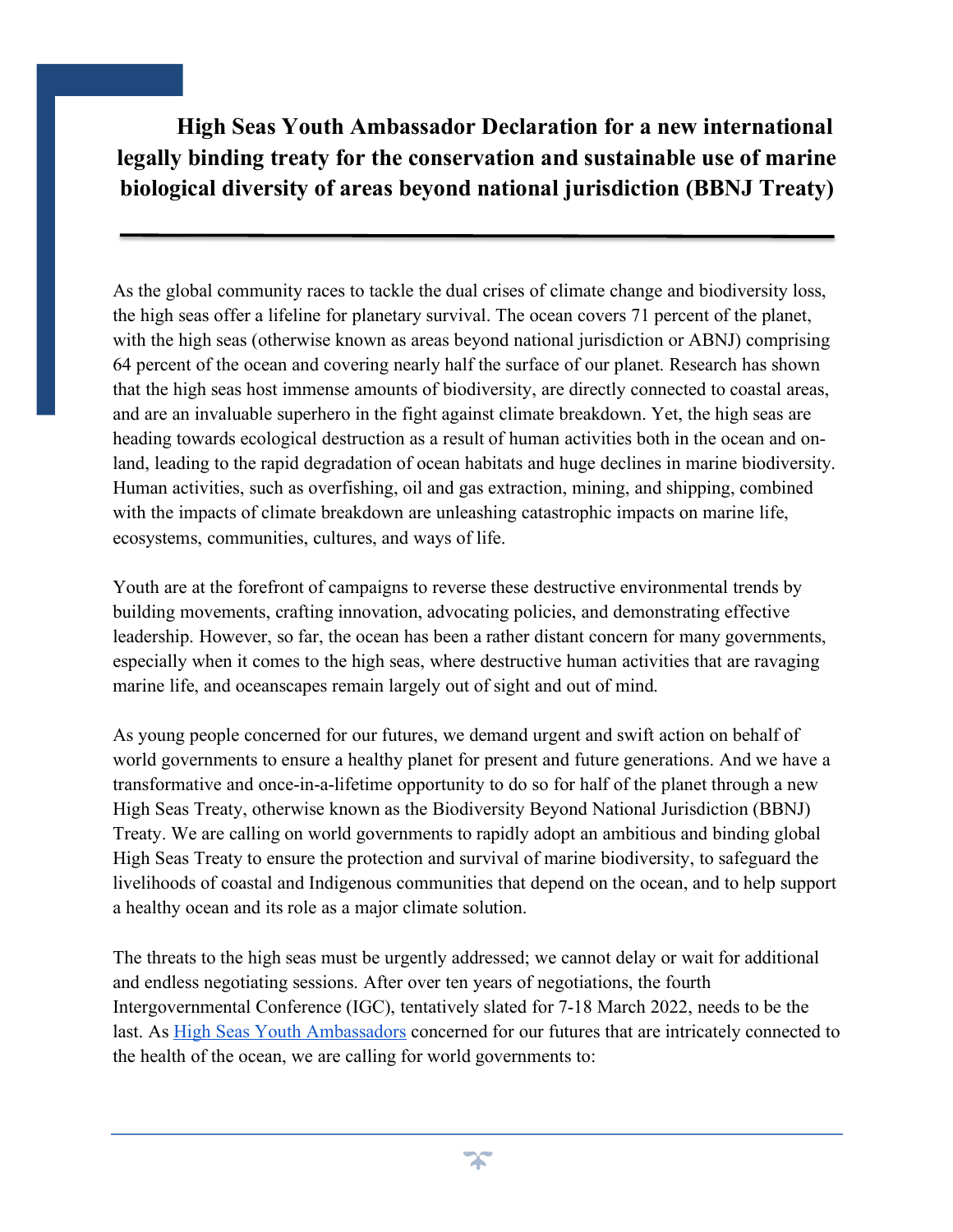# High Seas Youth Ambassador Declaration for a new international legally binding treaty for the conservation and sustainable use of marine biological diversity of areas beyond national jurisdiction (BBNJ Treaty)

As the global community races to tackle the dual crises of climate change and biodiversity loss, the high seas offer a lifeline for planetary survival. The ocean covers 71 percent of the planet, with the high seas (otherwise known as areas beyond national jurisdiction or ABNJ) comprising 64 percent of the ocean and covering nearly half the surface of our planet. Research has shown that the high seas host immense amounts of biodiversity, are directly connected to coastal areas, and are an invaluable superhero in the fight against climate breakdown. Yet, the high seas are heading towards ecological destruction as a result of human activities both in the ocean and on-land, leading to the rapid degradation of ocean habitats and huge declines in marine biodiversity. Human activities, such as overfishing, oil and gas extraction, mining, and shipping, combined with the impacts of climate breakdown are unleashing catastrophic impacts on marine life, ecosystems, communities, cultures, and ways of life.

Youth are at the forefront of campaigns to reverse these destructive environmental trends by building movements, crafting innovation, advocating policies, and demonstrating effective leadership. However, so far, the ocean has been a rather distant concern for many governments, especially when it comes to the high seas, where destructive human activities that are ravaging marine life, and oceanscapes remain largely out of sight and out of mind.

As young people concerned for our futures, we demand urgent and swift action on behalf of world governments to ensure a healthy planet for present and future generations. And we have a transformative and once-in-a-lifetime opportunity to do so for half of the planet through a new High Seas Treaty, otherwise known as the Biodiversity Beyond National Jurisdiction (BBNJ) Treaty. We are calling on world governments to rapidly adopt an ambitious and binding global High Seas Treaty to ensure the protection and survival of marine biodiversity, to safeguard the livelihoods of coastal and Indigenous communities that depend on the ocean, and to help support a healthy ocean and its role as a major climate solution.

The threats to the high seas must be urgently addressed; we cannot delay or wait for additional and endless negotiating sessions. After over ten years of negotiations, the fourth Intergovernmental Conference (IGC), tentatively slated for 7-18 March 2022, needs to be the last. As High Seas Youth Ambassadors concerned for our futures that are intricately connected to the health of the ocean, we are calling for world governments to: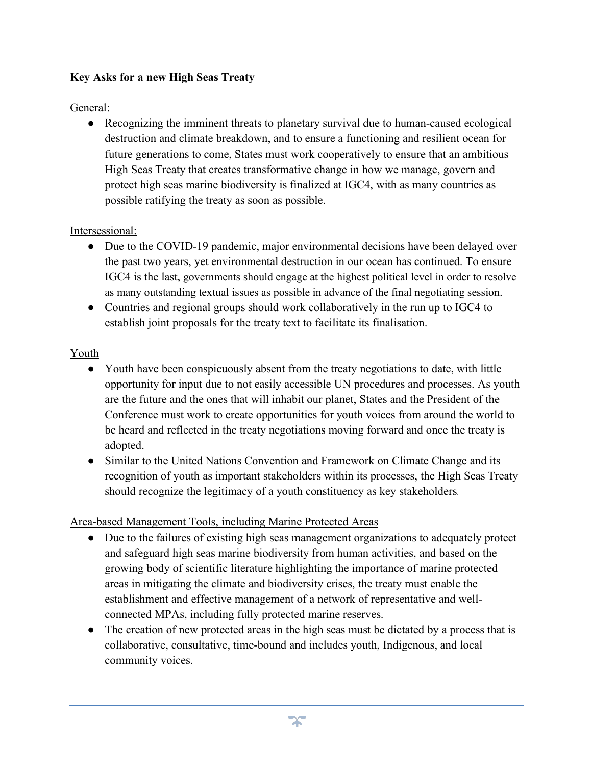**Key Asks for a new High Seas Treaty**

General:

- Recognizing the imminent threats to planetary survival due to human-caused ecological destruction and climate breakdown, and to ensure a functioning and resilient ocean for future generations to come, States must work cooperatively to ensure that an ambitious High Seas Treaty that creates transformative change in how we manage, govern and protect high seas marine biodiversity is finalized at IGC4, with as many countries as possible ratifying the treaty as soon as possible.

Intersessional:

- Due to the COVID-19 pandemic, major environmental decisions have been delayed over the past two years, yet environmental destruction in our ocean has continued. To ensure IGC4 is the last, governments should engage at the highest political level in order to resolve as many outstanding textual issues as possible in advance of the final negotiating session.
- Countries and regional groups should work collaboratively in the run up to IGC4 to establish joint proposals for the treaty text to facilitate its finalisation.

Youth

- Youth have been conspicuously absent from the treaty negotiations to date, with little opportunity for input due to not easily accessible UN procedures and processes. As youth are the future and the ones that will inhabit our planet, States and the President of the Conference must work to create opportunities for youth voices from around the world to be heard and reflected in the treaty negotiations moving forward and once the treaty is adopted.
- Similar to the United Nations Convention and Framework on Climate Change and its recognition of youth as important stakeholders within its processes, the High Seas Treaty should recognize the legitimacy of a youth constituency as key stakeholders.

Area-based Management Tools, including Marine Protected Areas

- Due to the failures of existing high seas management organizations to adequately protect and safeguard high seas marine biodiversity from human activities, and based on the growing body of scientific literature highlighting the importance of marine protected areas in mitigating the climate and biodiversity crises, the treaty must enable the establishment and effective management of a network of representative and well-connected MPAs, including fully protected marine reserves.
- The creation of new protected areas in the high seas must be dictated by a process that is collaborative, consultative, time-bound and includes youth, Indigenous, and local community voices.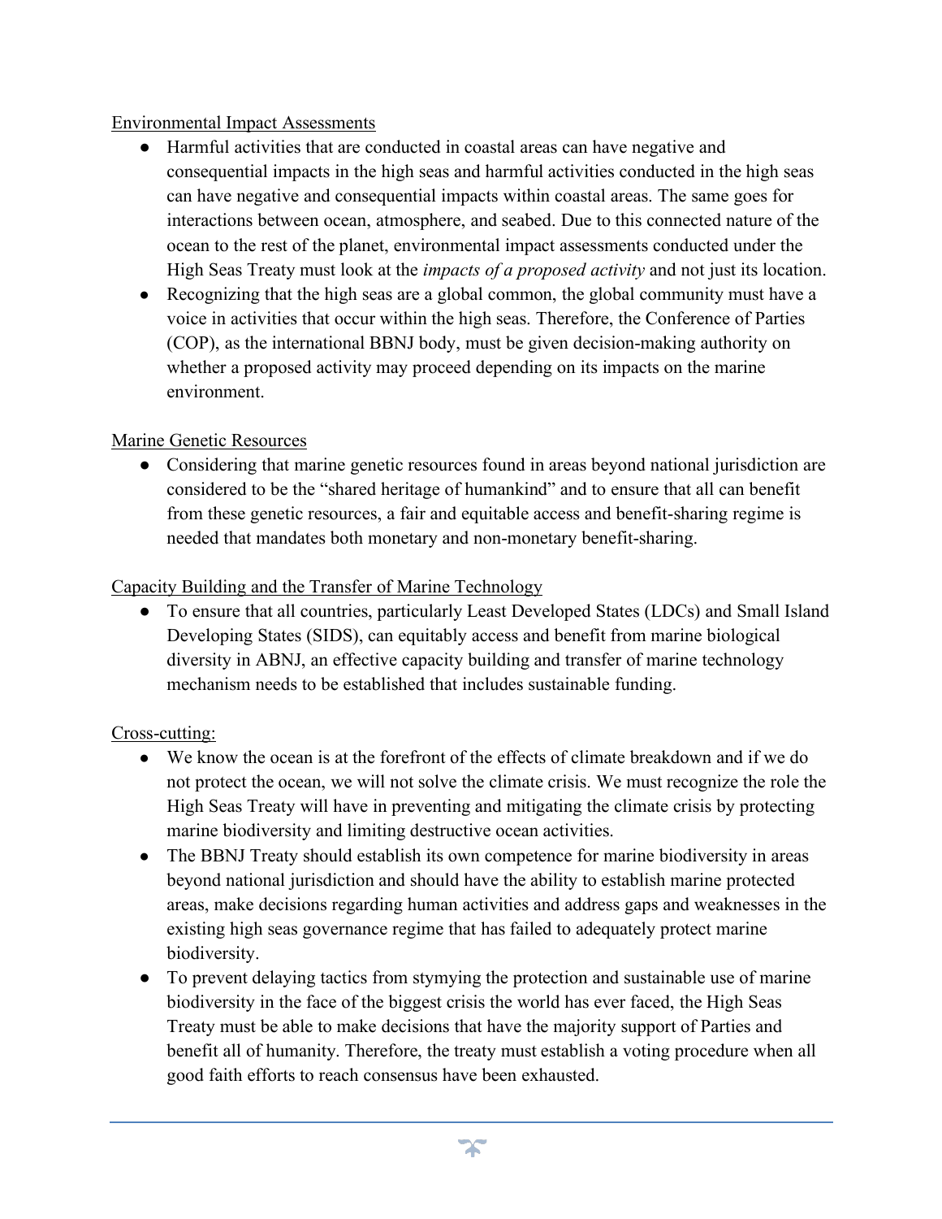<u>Environmental Impact Assessments</u>

- Harmful activities that are conducted in coastal areas can have negative and consequential impacts in the high seas and harmful activities conducted in the high seas can have negative and consequential impacts within coastal areas. The same goes for interactions between ocean, atmosphere, and seabed. Due to this connected nature of the ocean to the rest of the planet, environmental impact assessments conducted under the High Seas Treaty must look at the *impacts of a proposed activity* and not just its location.
- Recognizing that the high seas are a global common, the global community must have a voice in activities that occur within the high seas. Therefore, the Conference of Parties (COP), as the international BBNJ body, must be given decision-making authority on whether a proposed activity may proceed depending on its impacts on the marine environment.

<u>Marine Genetic Resources</u>

- Considering that marine genetic resources found in areas beyond national jurisdiction are considered to be the "shared heritage of humankind" and to ensure that all can benefit from these genetic resources, a fair and equitable access and benefit-sharing regime is needed that mandates both monetary and non-monetary benefit-sharing.

<u>Capacity Building and the Transfer of Marine Technology</u>

- To ensure that all countries, particularly Least Developed States (LDCs) and Small Island Developing States (SIDS), can equitably access and benefit from marine biological diversity in ABNJ, an effective capacity building and transfer of marine technology mechanism needs to be established that includes sustainable funding.

<u>Cross-cutting:</u>

- We know the ocean is at the forefront of the effects of climate breakdown and if we do not protect the ocean, we will not solve the climate crisis. We must recognize the role the High Seas Treaty will have in preventing and mitigating the climate crisis by protecting marine biodiversity and limiting destructive ocean activities.
- The BBNJ Treaty should establish its own competence for marine biodiversity in areas beyond national jurisdiction and should have the ability to establish marine protected areas, make decisions regarding human activities and address gaps and weaknesses in the existing high seas governance regime that has failed to adequately protect marine biodiversity.
- To prevent delaying tactics from stymying the protection and sustainable use of marine biodiversity in the face of the biggest crisis the world has ever faced, the High Seas Treaty must be able to make decisions that have the majority support of Parties and benefit all of humanity. Therefore, the treaty must establish a voting procedure when all good faith efforts to reach consensus have been exhausted.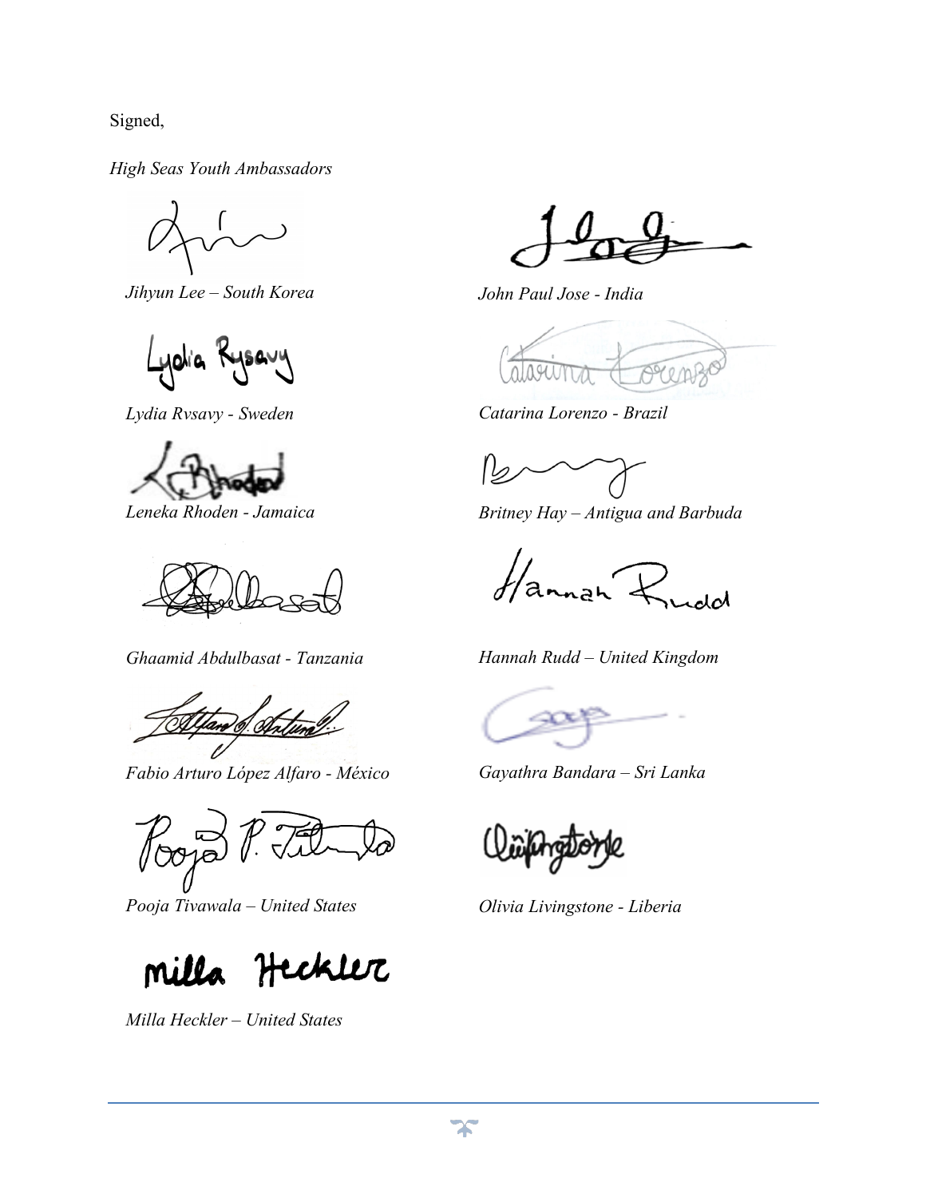Signed,

*High Seas Youth Ambassadors*

*Jihyun Lee – South Korea*

*John Paul Jose - India*

*Lydia Rvsavy - Sweden*

*Catarina Lorenzo - Brazil*

*Leneka Rhoden - Jamaica*

*Britney Hay – Antigua and Barbuda*

*Ghaamid Abdulbasat - Tanzania*

*Hannah Rudd – United Kingdom*

*Fabio Arturo López Alfaro - México*

*Gayathra Bandara – Sri Lanka*

*Pooja Tivawala – United States*

*Olivia Livingstone - Liberia*

*Milla Heckler – United States*